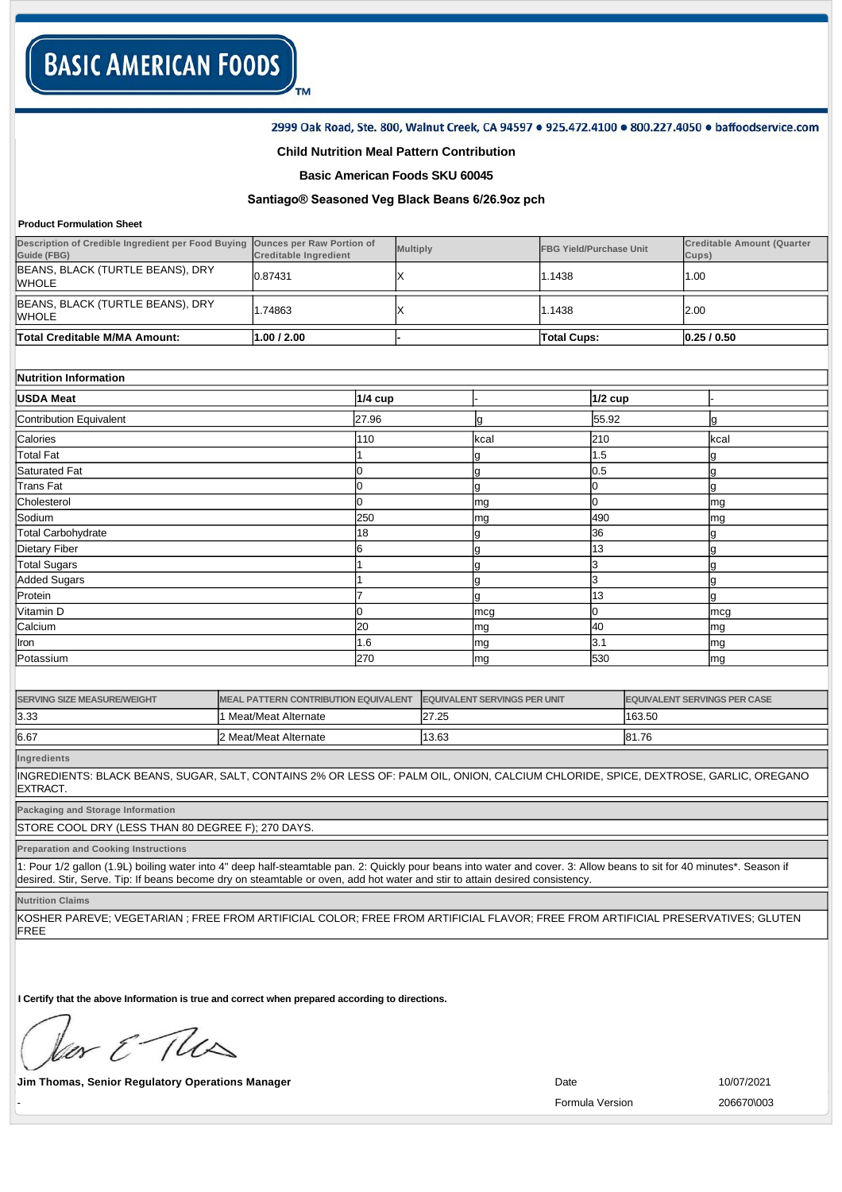**BASIC AMERICAN FOODS**™

2999 Oak Road, Ste. 800, Walnut Creek, CA 94597 • 925.472.4100 • 800.227.4050 • baffoodservice.com

### Child Nutrition Meal Pattern Contribution

### Basic American Foods SKU 60045

### Santiago® Seasoned Veg Black Beans 6/26.9oz pch

**Product Formulation Sheet**

| Description of Credible Ingredient per Food Buying Guide (FBG) | Ounces per Raw Portion of Creditable Ingredient | Multiply | FBG Yield/Purchase Unit | Creditable Amount (Quarter Cups) |
|---|---|---|---|---|
| BEANS, BLACK (TURTLE BEANS), DRY WHOLE | 0.87431 | X | 1.1438 | 1.00 |
| BEANS, BLACK (TURTLE BEANS), DRY WHOLE | 1.74863 | X | 1.1438 | 2.00 |
| **Total Creditable M/MA Amount:** | **1.00 / 2.00** | - | **Total Cups:** | **0.25 / 0.50** |

**Nutrition Information**

| **USDA Meat** | **1/4 cup** | - | **1/2 cup** | - |
|---|---|---|---|---|
| Contribution Equivalent | 27.96 | g | 55.92 | g |
| Calories | 110 | kcal | 210 | kcal |
| Total Fat | 1 | g | 1.5 | g |
| Saturated Fat | 0 | g | 0.5 | g |
| Trans Fat | 0 | g | 0 | g |
| Cholesterol | 0 | mg | 0 | mg |
| Sodium | 250 | mg | 490 | mg |
| Total Carbohydrate | 18 | g | 36 | g |
| Dietary Fiber | 6 | g | 13 | g |
| Total Sugars | 1 | g | 3 | g |
| Added Sugars | 1 | g | 3 | g |
| Protein | 7 | g | 13 | g |
| Vitamin D | 0 | mcg | 0 | mcg |
| Calcium | 20 | mg | 40 | mg |
| Iron | 1.6 | mg | 3.1 | mg |
| Potassium | 270 | mg | 530 | mg |

| SERVING SIZE MEASURE/WEIGHT | MEAL PATTERN CONTRIBUTION EQUIVALENT | EQUIVALENT SERVINGS PER UNIT | EQUIVALENT SERVINGS PER CASE |
|---|---|---|---|
| 3.33 | 1 Meat/Meat Alternate | 27.25 | 163.50 |
| 6.67 | 2 Meat/Meat Alternate | 13.63 | 81.76 |

**Ingredients**

INGREDIENTS: BLACK BEANS, SUGAR, SALT, CONTAINS 2% OR LESS OF: PALM OIL, ONION, CALCIUM CHLORIDE, SPICE, DEXTROSE, GARLIC, OREGANO EXTRACT.

**Packaging and Storage Information**

STORE COOL DRY (LESS THAN 80 DEGREE F); 270 DAYS.

**Preparation and Cooking Instructions**

1: Pour 1/2 gallon (1.9L) boiling water into 4" deep half-steamtable pan. 2: Quickly pour beans into water and cover. 3: Allow beans to sit for 40 minutes*. Season if desired. Stir, Serve. Tip: If beans become dry on steamtable or oven, add hot water and stir to attain desired consistency.

**Nutrition Claims**

KOSHER PAREVE; VEGETARIAN ; FREE FROM ARTIFICIAL COLOR; FREE FROM ARTIFICIAL FLAVOR; FREE FROM ARTIFICIAL PRESERVATIVES; GLUTEN FREE

**I Certify that the above Information is true and correct when prepared according to directions.**

**Jim Thomas, Senior Regulatory Operations Manager**

Date 10/07/2021

Formula Version 206670\003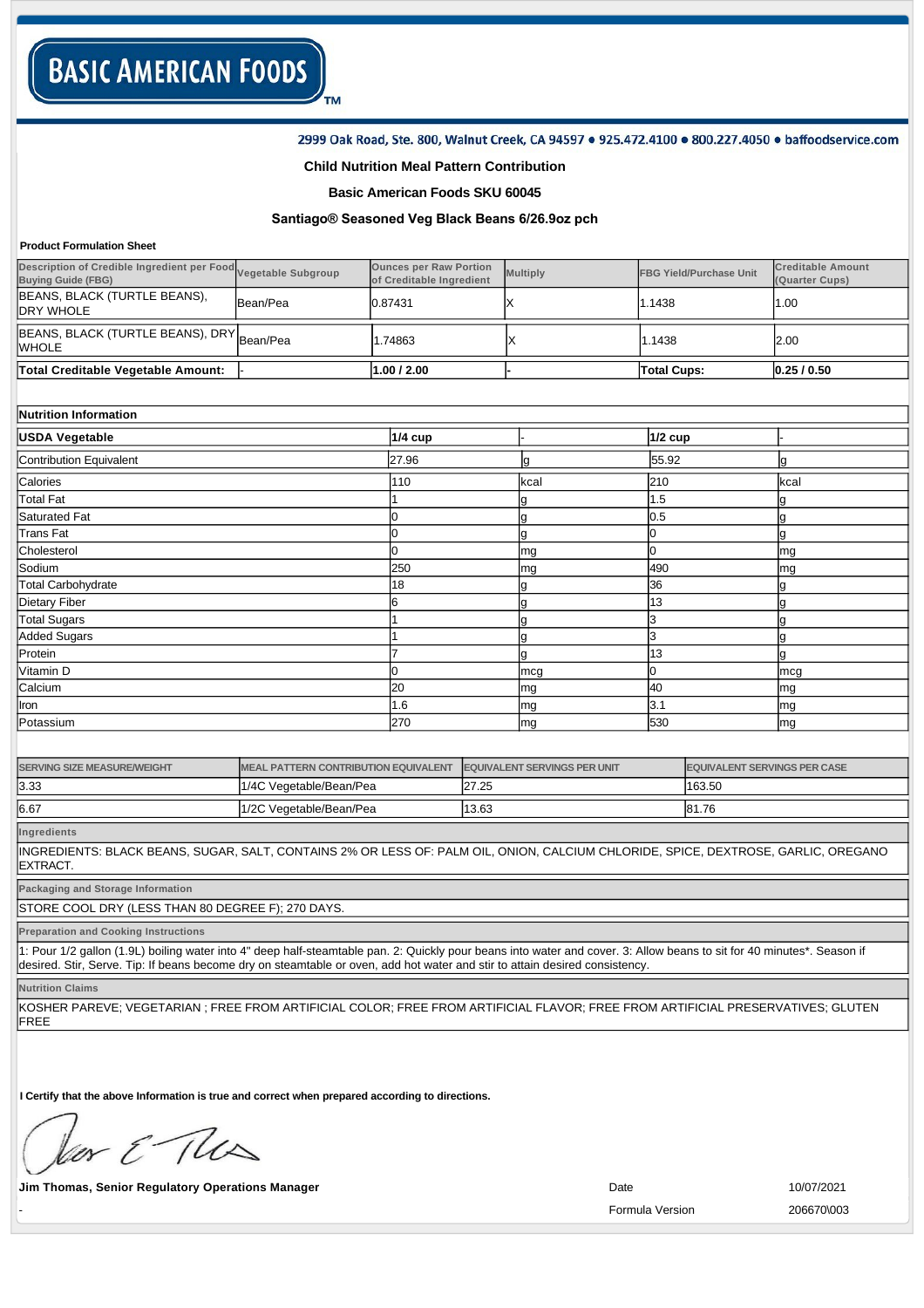**BASIC AMERICAN FOODS**™

2999 Oak Road, Ste. 800, Walnut Creek, CA 94597 • 925.472.4100 • 800.227.4050 • baffoodservice.com

### Child Nutrition Meal Pattern Contribution

### Basic American Foods SKU 60045

### Santiago® Seasoned Veg Black Beans 6/26.9oz pch

**Product Formulation Sheet**

| Description of Credible Ingredient per Food Buying Guide (FBG) | Vegetable Subgroup | Ounces per Raw Portion of Creditable Ingredient | Multiply | FBG Yield/Purchase Unit | Creditable Amount (Quarter Cups) |
|---|---|---|---|---|---|
| BEANS, BLACK (TURTLE BEANS), DRY WHOLE | Bean/Pea | 0.87431 | X | 1.1438 | 1.00 |
| BEANS, BLACK (TURTLE BEANS), DRY WHOLE | Bean/Pea | 1.74863 | X | 1.1438 | 2.00 |
| **Total Creditable Vegetable Amount:** | - | **1.00 / 2.00** | - | **Total Cups:** | **0.25 / 0.50** |

**Nutrition Information**

| **USDA Vegetable** | **1/4 cup** | - | **1/2 cup** | - |
|---|---|---|---|---|
| Contribution Equivalent | 27.96 | g | 55.92 | g |
| Calories | 110 | kcal | 210 | kcal |
| Total Fat | 1 | g | 1.5 | g |
| Saturated Fat | 0 | g | 0.5 | g |
| Trans Fat | 0 | g | 0 | g |
| Cholesterol | 0 | mg | 0 | mg |
| Sodium | 250 | mg | 490 | mg |
| Total Carbohydrate | 18 | g | 36 | g |
| Dietary Fiber | 6 | g | 13 | g |
| Total Sugars | 1 | g | 3 | g |
| Added Sugars | 1 | g | 3 | g |
| Protein | 7 | g | 13 | g |
| Vitamin D | 0 | mcg | 0 | mcg |
| Calcium | 20 | mg | 40 | mg |
| Iron | 1.6 | mg | 3.1 | mg |
| Potassium | 270 | mg | 530 | mg |

| SERVING SIZE MEASURE/WEIGHT | MEAL PATTERN CONTRIBUTION EQUIVALENT | EQUIVALENT SERVINGS PER UNIT | EQUIVALENT SERVINGS PER CASE |
|---|---|---|---|
| 3.33 | 1/4C Vegetable/Bean/Pea | 27.25 | 163.50 |
| 6.67 | 1/2C Vegetable/Bean/Pea | 13.63 | 81.76 |

**Ingredients**

INGREDIENTS: BLACK BEANS, SUGAR, SALT, CONTAINS 2% OR LESS OF: PALM OIL, ONION, CALCIUM CHLORIDE, SPICE, DEXTROSE, GARLIC, OREGANO EXTRACT.

**Packaging and Storage Information**

STORE COOL DRY (LESS THAN 80 DEGREE F); 270 DAYS.

**Preparation and Cooking Instructions**

1: Pour 1/2 gallon (1.9L) boiling water into 4" deep half-steamtable pan. 2: Quickly pour beans into water and cover. 3: Allow beans to sit for 40 minutes*. Season if desired. Stir, Serve. Tip: If beans become dry on steamtable or oven, add hot water and stir to attain desired consistency.

**Nutrition Claims**

KOSHER PAREVE; VEGETARIAN ; FREE FROM ARTIFICIAL COLOR; FREE FROM ARTIFICIAL FLAVOR; FREE FROM ARTIFICIAL PRESERVATIVES; GLUTEN FREE

**I Certify that the above Information is true and correct when prepared according to directions.**

**Jim Thomas, Senior Regulatory Operations Manager**

Date: 10/07/2021

Formula Version: 206670\003